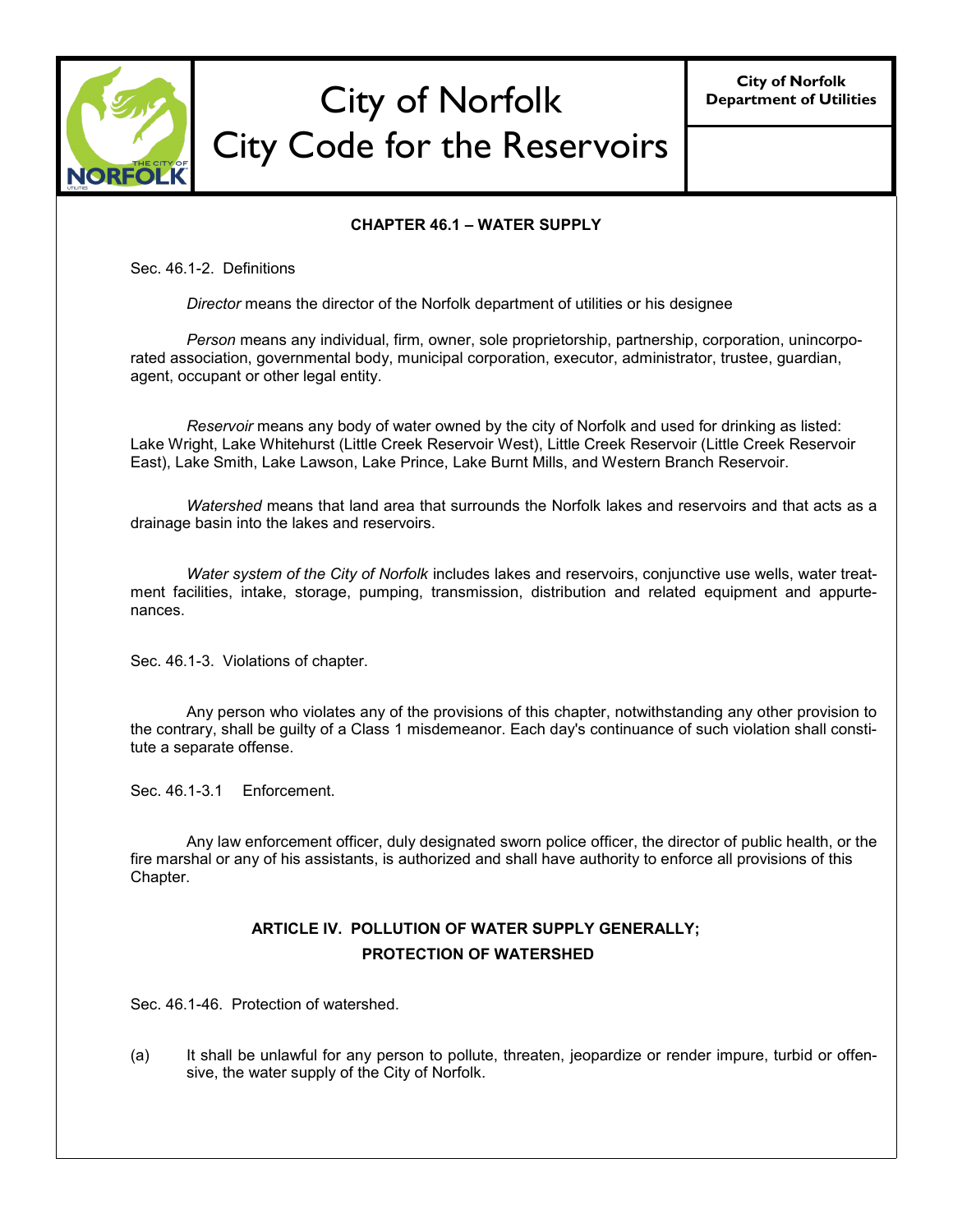# City of Norfolk
# City Code for the Reservoirs

**City of Norfolk Department of Utilities**

## CHAPTER 46.1 – WATER SUPPLY

Sec. 46.1-2. Definitions

*Director* means the director of the Norfolk department of utilities or his designee

*Person* means any individual, firm, owner, sole proprietorship, partnership, corporation, unincorporated association, governmental body, municipal corporation, executor, administrator, trustee, guardian, agent, occupant or other legal entity.

*Reservoir* means any body of water owned by the city of Norfolk and used for drinking as listed: Lake Wright, Lake Whitehurst (Little Creek Reservoir West), Little Creek Reservoir (Little Creek Reservoir East), Lake Smith, Lake Lawson, Lake Prince, Lake Burnt Mills, and Western Branch Reservoir.

*Watershed* means that land area that surrounds the Norfolk lakes and reservoirs and that acts as a drainage basin into the lakes and reservoirs.

*Water system of the City of Norfolk* includes lakes and reservoirs, conjunctive use wells, water treatment facilities, intake, storage, pumping, transmission, distribution and related equipment and appurtenances.

Sec. 46.1-3. Violations of chapter.

Any person who violates any of the provisions of this chapter, notwithstanding any other provision to the contrary, shall be guilty of a Class 1 misdemeanor. Each day's continuance of such violation shall constitute a separate offense.

Sec. 46.1-3.1 Enforcement.

Any law enforcement officer, duly designated sworn police officer, the director of public health, or the fire marshal or any of his assistants, is authorized and shall have authority to enforce all provisions of this Chapter.

### ARTICLE IV. POLLUTION OF WATER SUPPLY GENERALLY; PROTECTION OF WATERSHED

Sec. 46.1-46. Protection of watershed.

(a) It shall be unlawful for any person to pollute, threaten, jeopardize or render impure, turbid or offensive, the water supply of the City of Norfolk.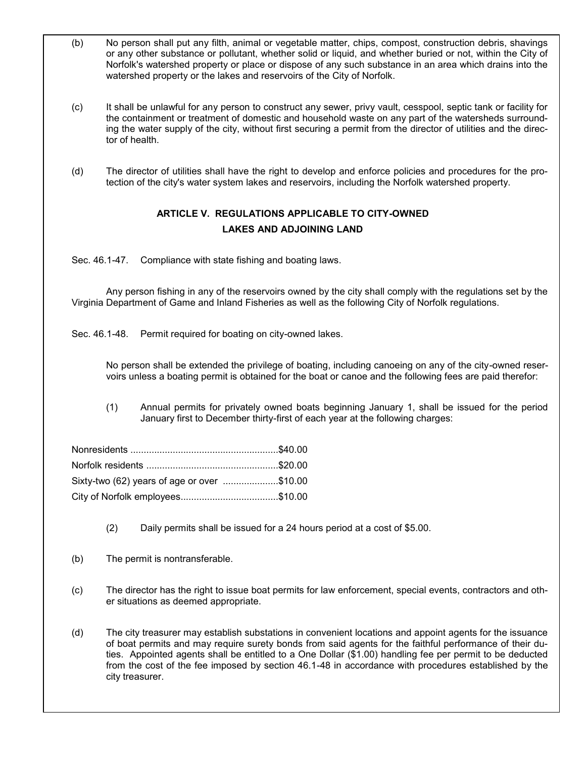(b) No person shall put any filth, animal or vegetable matter, chips, compost, construction debris, shavings or any other substance or pollutant, whether solid or liquid, and whether buried or not, within the City of Norfolk's watershed property or place or dispose of any such substance in an area which drains into the watershed property or the lakes and reservoirs of the City of Norfolk.

(c) It shall be unlawful for any person to construct any sewer, privy vault, cesspool, septic tank or facility for the containment or treatment of domestic and household waste on any part of the watersheds surrounding the water supply of the city, without first securing a permit from the director of utilities and the director of health.

(d) The director of utilities shall have the right to develop and enforce policies and procedures for the protection of the city's water system lakes and reservoirs, including the Norfolk watershed property.

## ARTICLE V. REGULATIONS APPLICABLE TO CITY-OWNED LAKES AND ADJOINING LAND

Sec. 46.1-47. Compliance with state fishing and boating laws.

Any person fishing in any of the reservoirs owned by the city shall comply with the regulations set by the Virginia Department of Game and Inland Fisheries as well as the following City of Norfolk regulations.

Sec. 46.1-48. Permit required for boating on city-owned lakes.

No person shall be extended the privilege of boating, including canoeing on any of the city-owned reservoirs unless a boating permit is obtained for the boat or canoe and the following fees are paid therefor:

(1) Annual permits for privately owned boats beginning January 1, shall be issued for the period January first to December thirty-first of each year at the following charges:

Nonresidents ........................................................$40.00
Norfolk residents ..................................................$20.00
Sixty-two (62) years of age or over .....................$10.00
City of Norfolk employees.....................................$10.00

(2) Daily permits shall be issued for a 24 hours period at a cost of $5.00.

(b) The permit is nontransferable.

(c) The director has the right to issue boat permits for law enforcement, special events, contractors and other situations as deemed appropriate.

(d) The city treasurer may establish substations in convenient locations and appoint agents for the issuance of boat permits and may require surety bonds from said agents for the faithful performance of their duties. Appointed agents shall be entitled to a One Dollar ($1.00) handling fee per permit to be deducted from the cost of the fee imposed by section 46.1-48 in accordance with procedures established by the city treasurer.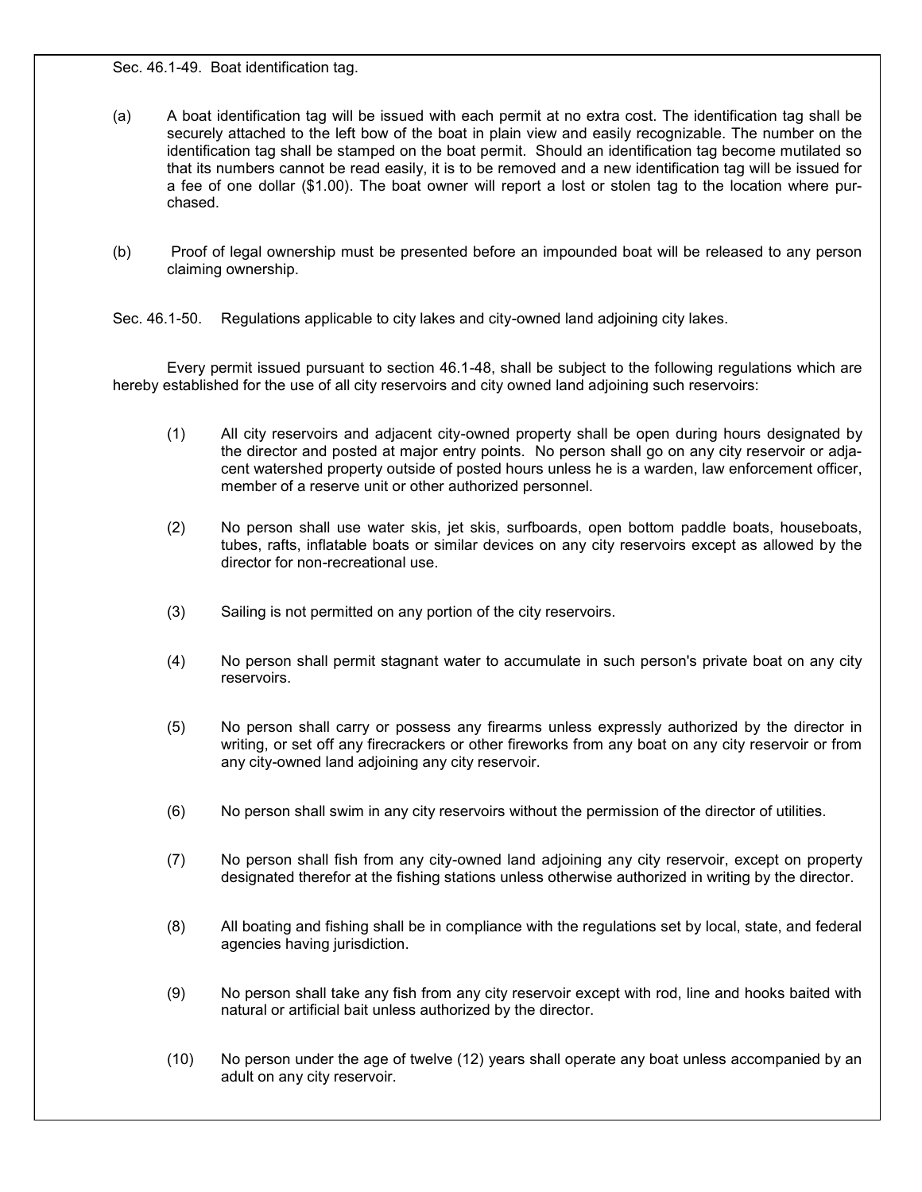Sec. 46.1-49. Boat identification tag.

(a) A boat identification tag will be issued with each permit at no extra cost. The identification tag shall be securely attached to the left bow of the boat in plain view and easily recognizable. The number on the identification tag shall be stamped on the boat permit. Should an identification tag become mutilated so that its numbers cannot be read easily, it is to be removed and a new identification tag will be issued for a fee of one dollar ($1.00). The boat owner will report a lost or stolen tag to the location where purchased.

(b) Proof of legal ownership must be presented before an impounded boat will be released to any person claiming ownership.

Sec. 46.1-50. Regulations applicable to city lakes and city-owned land adjoining city lakes.

Every permit issued pursuant to section 46.1-48, shall be subject to the following regulations which are hereby established for the use of all city reservoirs and city owned land adjoining such reservoirs:

(1) All city reservoirs and adjacent city-owned property shall be open during hours designated by the director and posted at major entry points. No person shall go on any city reservoir or adjacent watershed property outside of posted hours unless he is a warden, law enforcement officer, member of a reserve unit or other authorized personnel.

(2) No person shall use water skis, jet skis, surfboards, open bottom paddle boats, houseboats, tubes, rafts, inflatable boats or similar devices on any city reservoirs except as allowed by the director for non-recreational use.

(3) Sailing is not permitted on any portion of the city reservoirs.

(4) No person shall permit stagnant water to accumulate in such person's private boat on any city reservoirs.

(5) No person shall carry or possess any firearms unless expressly authorized by the director in writing, or set off any firecrackers or other fireworks from any boat on any city reservoir or from any city-owned land adjoining any city reservoir.

(6) No person shall swim in any city reservoirs without the permission of the director of utilities.

(7) No person shall fish from any city-owned land adjoining any city reservoir, except on property designated therefor at the fishing stations unless otherwise authorized in writing by the director.

(8) All boating and fishing shall be in compliance with the regulations set by local, state, and federal agencies having jurisdiction.

(9) No person shall take any fish from any city reservoir except with rod, line and hooks baited with natural or artificial bait unless authorized by the director.

(10) No person under the age of twelve (12) years shall operate any boat unless accompanied by an adult on any city reservoir.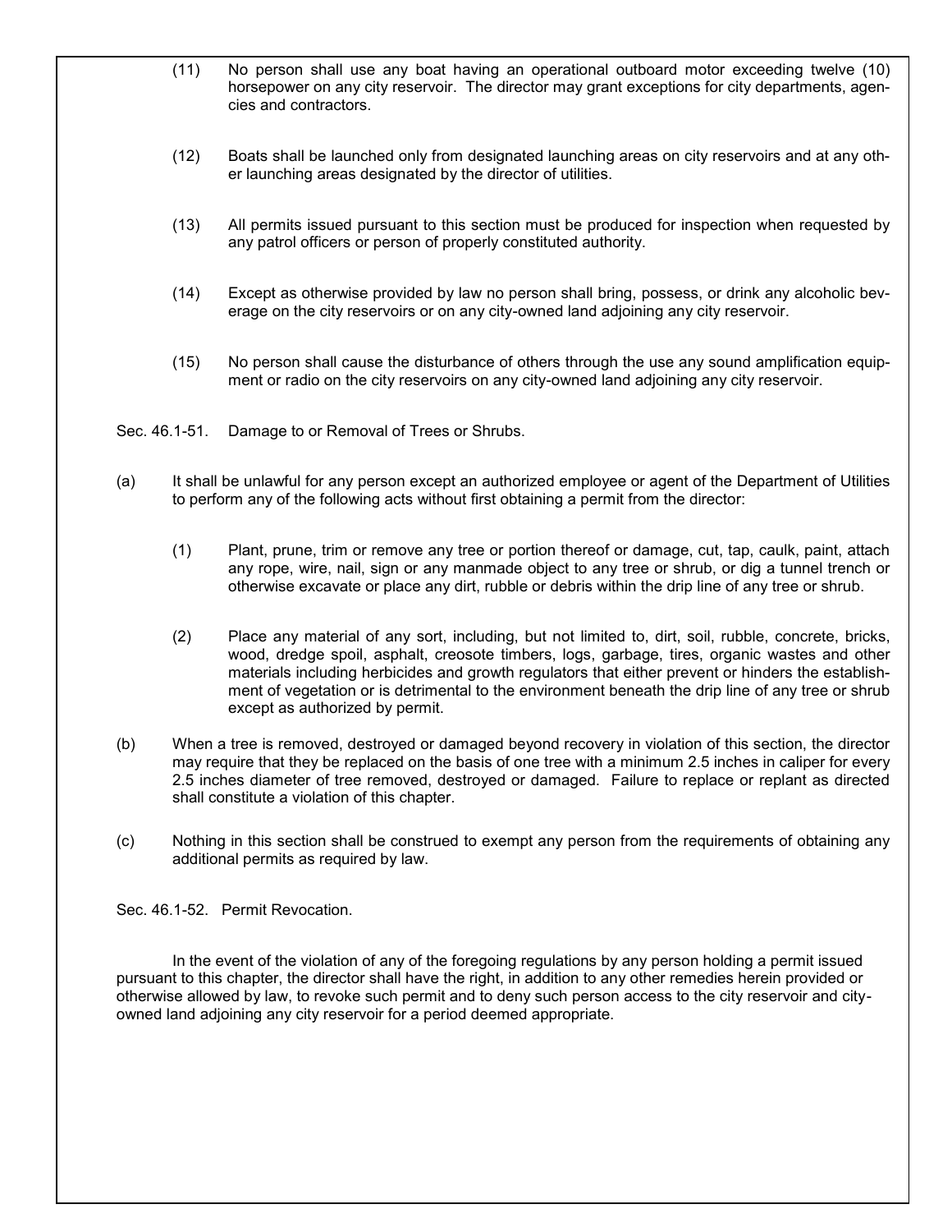(11) No person shall use any boat having an operational outboard motor exceeding twelve (10) horsepower on any city reservoir. The director may grant exceptions for city departments, agencies and contractors.

(12) Boats shall be launched only from designated launching areas on city reservoirs and at any other launching areas designated by the director of utilities.

(13) All permits issued pursuant to this section must be produced for inspection when requested by any patrol officers or person of properly constituted authority.

(14) Except as otherwise provided by law no person shall bring, possess, or drink any alcoholic beverage on the city reservoirs or on any city-owned land adjoining any city reservoir.

(15) No person shall cause the disturbance of others through the use any sound amplification equipment or radio on the city reservoirs on any city-owned land adjoining any city reservoir.

Sec. 46.1-51. Damage to or Removal of Trees or Shrubs.

(a) It shall be unlawful for any person except an authorized employee or agent of the Department of Utilities to perform any of the following acts without first obtaining a permit from the director:

(1) Plant, prune, trim or remove any tree or portion thereof or damage, cut, tap, caulk, paint, attach any rope, wire, nail, sign or any manmade object to any tree or shrub, or dig a tunnel trench or otherwise excavate or place any dirt, rubble or debris within the drip line of any tree or shrub.

(2) Place any material of any sort, including, but not limited to, dirt, soil, rubble, concrete, bricks, wood, dredge spoil, asphalt, creosote timbers, logs, garbage, tires, organic wastes and other materials including herbicides and growth regulators that either prevent or hinders the establishment of vegetation or is detrimental to the environment beneath the drip line of any tree or shrub except as authorized by permit.

(b) When a tree is removed, destroyed or damaged beyond recovery in violation of this section, the director may require that they be replaced on the basis of one tree with a minimum 2.5 inches in caliper for every 2.5 inches diameter of tree removed, destroyed or damaged. Failure to replace or replant as directed shall constitute a violation of this chapter.

(c) Nothing in this section shall be construed to exempt any person from the requirements of obtaining any additional permits as required by law.

Sec. 46.1-52. Permit Revocation.

In the event of the violation of any of the foregoing regulations by any person holding a permit issued pursuant to this chapter, the director shall have the right, in addition to any other remedies herein provided or otherwise allowed by law, to revoke such permit and to deny such person access to the city reservoir and city-owned land adjoining any city reservoir for a period deemed appropriate.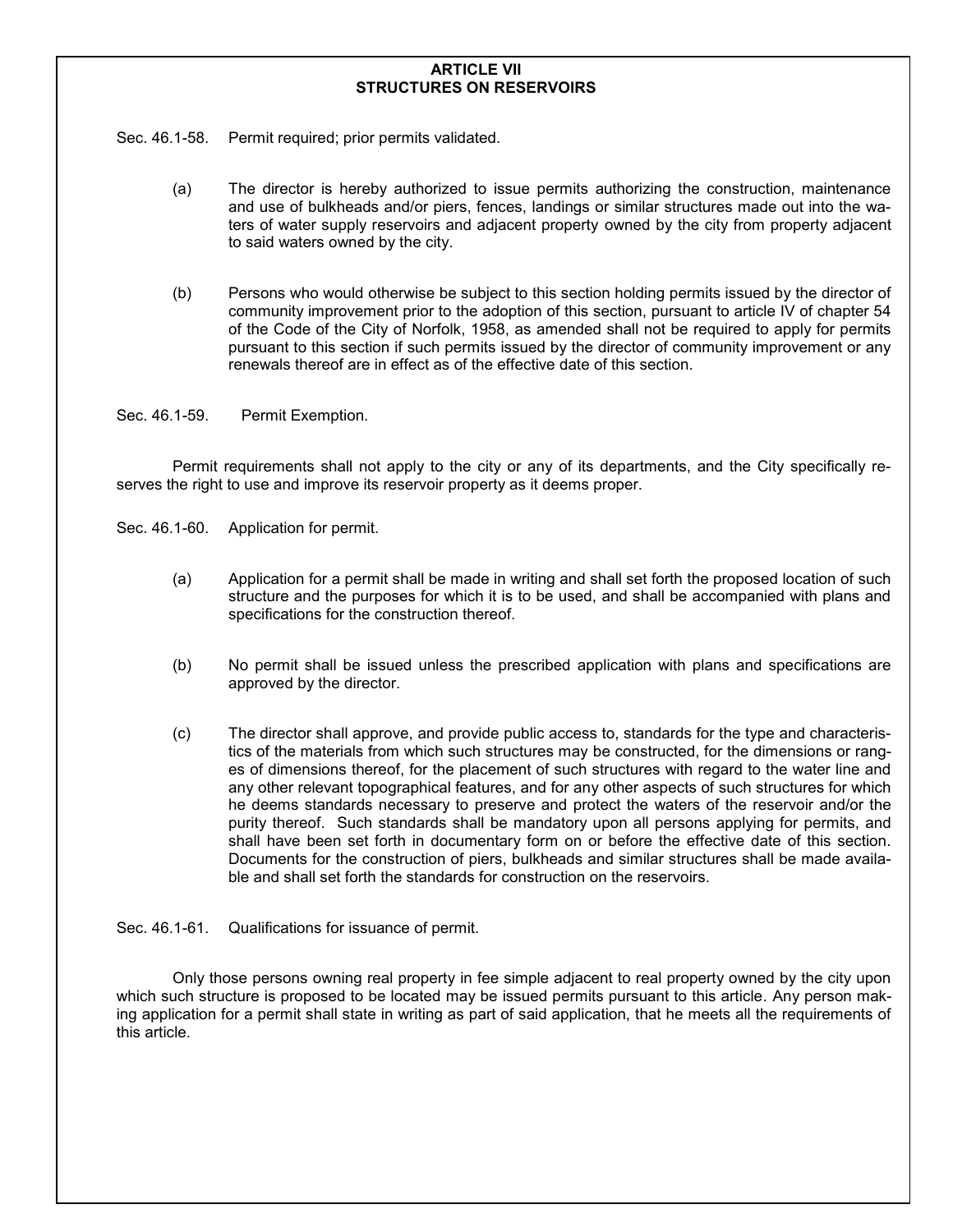# ARTICLE VII
# STRUCTURES ON RESERVOIRS

Sec. 46.1-58. Permit required; prior permits validated.

(a) The director is hereby authorized to issue permits authorizing the construction, maintenance and use of bulkheads and/or piers, fences, landings or similar structures made out into the waters of water supply reservoirs and adjacent property owned by the city from property adjacent to said waters owned by the city.

(b) Persons who would otherwise be subject to this section holding permits issued by the director of community improvement prior to the adoption of this section, pursuant to article IV of chapter 54 of the Code of the City of Norfolk, 1958, as amended shall not be required to apply for permits pursuant to this section if such permits issued by the director of community improvement or any renewals thereof are in effect as of the effective date of this section.

Sec. 46.1-59. Permit Exemption.

Permit requirements shall not apply to the city or any of its departments, and the City specifically reserves the right to use and improve its reservoir property as it deems proper.

Sec. 46.1-60. Application for permit.

(a) Application for a permit shall be made in writing and shall set forth the proposed location of such structure and the purposes for which it is to be used, and shall be accompanied with plans and specifications for the construction thereof.

(b) No permit shall be issued unless the prescribed application with plans and specifications are approved by the director.

(c) The director shall approve, and provide public access to, standards for the type and characteristics of the materials from which such structures may be constructed, for the dimensions or ranges of dimensions thereof, for the placement of such structures with regard to the water line and any other relevant topographical features, and for any other aspects of such structures for which he deems standards necessary to preserve and protect the waters of the reservoir and/or the purity thereof. Such standards shall be mandatory upon all persons applying for permits, and shall have been set forth in documentary form on or before the effective date of this section. Documents for the construction of piers, bulkheads and similar structures shall be made available and shall set forth the standards for construction on the reservoirs.

Sec. 46.1-61. Qualifications for issuance of permit.

Only those persons owning real property in fee simple adjacent to real property owned by the city upon which such structure is proposed to be located may be issued permits pursuant to this article. Any person making application for a permit shall state in writing as part of said application, that he meets all the requirements of this article.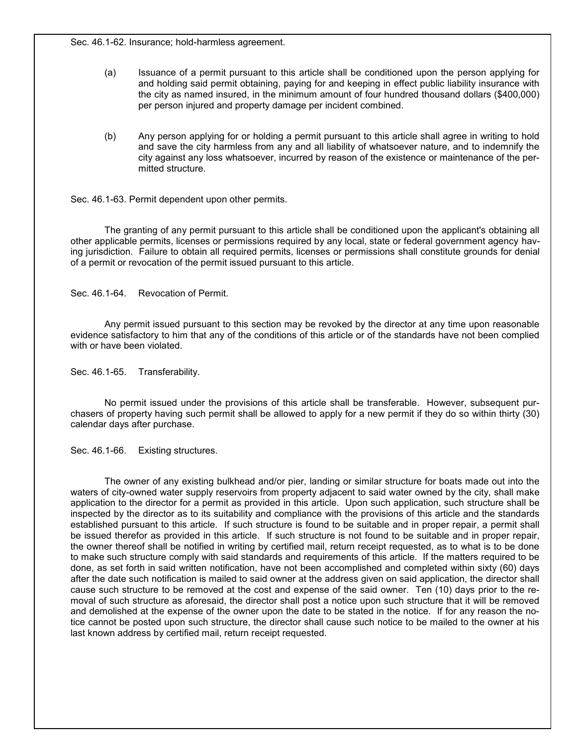Sec. 46.1-62. Insurance; hold-harmless agreement.

(a) Issuance of a permit pursuant to this article shall be conditioned upon the person applying for and holding said permit obtaining, paying for and keeping in effect public liability insurance with the city as named insured, in the minimum amount of four hundred thousand dollars ($400,000) per person injured and property damage per incident combined.

(b) Any person applying for or holding a permit pursuant to this article shall agree in writing to hold and save the city harmless from any and all liability of whatsoever nature, and to indemnify the city against any loss whatsoever, incurred by reason of the existence or maintenance of the permitted structure.

Sec. 46.1-63. Permit dependent upon other permits.

The granting of any permit pursuant to this article shall be conditioned upon the applicant's obtaining all other applicable permits, licenses or permissions required by any local, state or federal government agency having jurisdiction. Failure to obtain all required permits, licenses or permissions shall constitute grounds for denial of a permit or revocation of the permit issued pursuant to this article.

Sec. 46.1-64. Revocation of Permit.

Any permit issued pursuant to this section may be revoked by the director at any time upon reasonable evidence satisfactory to him that any of the conditions of this article or of the standards have not been complied with or have been violated.

Sec. 46.1-65. Transferability.

No permit issued under the provisions of this article shall be transferable. However, subsequent purchasers of property having such permit shall be allowed to apply for a new permit if they do so within thirty (30) calendar days after purchase.

Sec. 46.1-66. Existing structures.

The owner of any existing bulkhead and/or pier, landing or similar structure for boats made out into the waters of city-owned water supply reservoirs from property adjacent to said water owned by the city, shall make application to the director for a permit as provided in this article. Upon such application, such structure shall be inspected by the director as to its suitability and compliance with the provisions of this article and the standards established pursuant to this article. If such structure is found to be suitable and in proper repair, a permit shall be issued therefor as provided in this article. If such structure is not found to be suitable and in proper repair, the owner thereof shall be notified in writing by certified mail, return receipt requested, as to what is to be done to make such structure comply with said standards and requirements of this article. If the matters required to be done, as set forth in said written notification, have not been accomplished and completed within sixty (60) days after the date such notification is mailed to said owner at the address given on said application, the director shall cause such structure to be removed at the cost and expense of the said owner. Ten (10) days prior to the removal of such structure as aforesaid, the director shall post a notice upon such structure that it will be removed and demolished at the expense of the owner upon the date to be stated in the notice. If for any reason the notice cannot be posted upon such structure, the director shall cause such notice to be mailed to the owner at his last known address by certified mail, return receipt requested.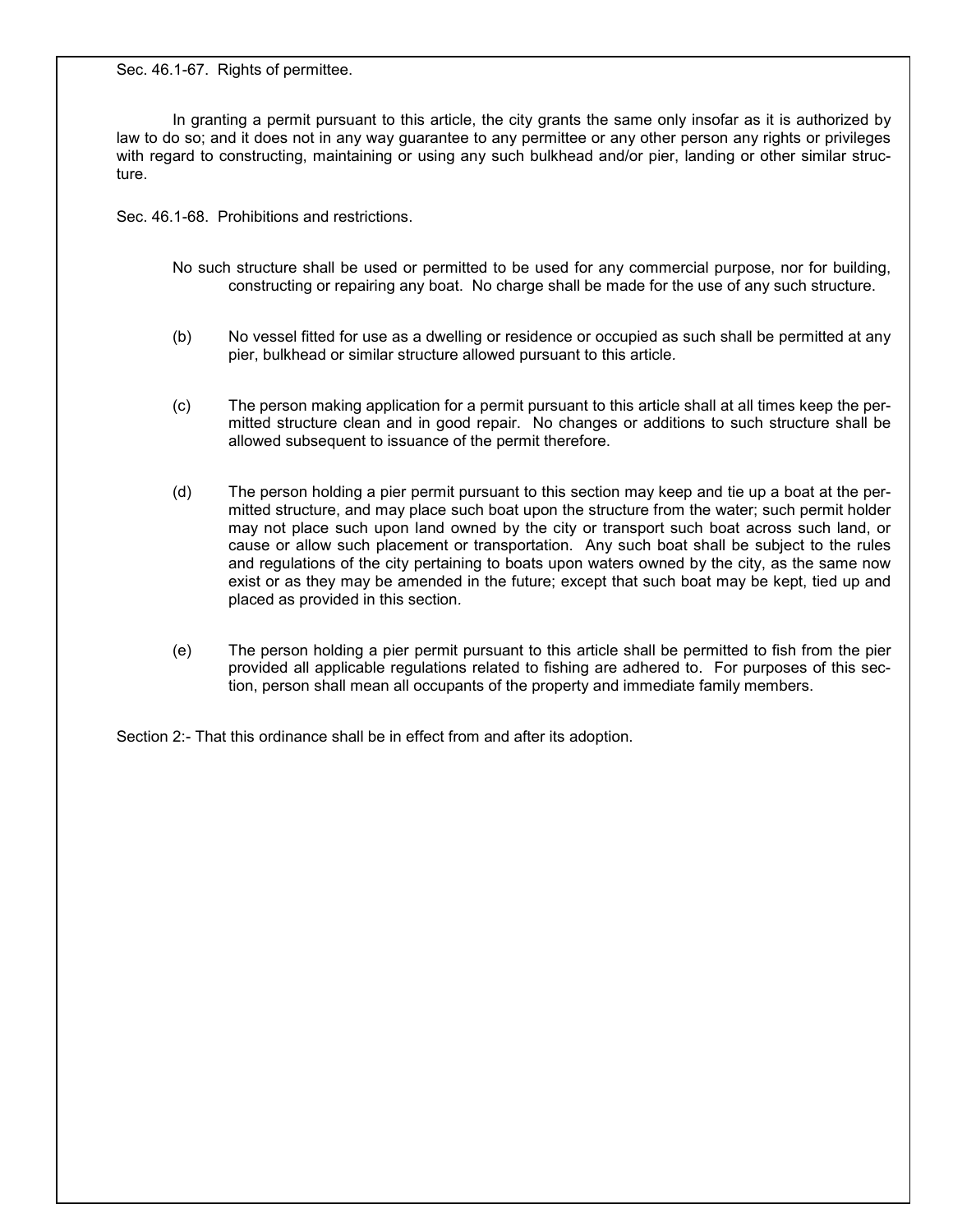Sec. 46.1-67. Rights of permittee.

In granting a permit pursuant to this article, the city grants the same only insofar as it is authorized by law to do so; and it does not in any way guarantee to any permittee or any other person any rights or privileges with regard to constructing, maintaining or using any such bulkhead and/or pier, landing or other similar structure.

Sec. 46.1-68. Prohibitions and restrictions.

No such structure shall be used or permitted to be used for any commercial purpose, nor for building, constructing or repairing any boat. No charge shall be made for the use of any such structure.

(b) No vessel fitted for use as a dwelling or residence or occupied as such shall be permitted at any pier, bulkhead or similar structure allowed pursuant to this article.

(c) The person making application for a permit pursuant to this article shall at all times keep the permitted structure clean and in good repair. No changes or additions to such structure shall be allowed subsequent to issuance of the permit therefore.

(d) The person holding a pier permit pursuant to this section may keep and tie up a boat at the permitted structure, and may place such boat upon the structure from the water; such permit holder may not place such upon land owned by the city or transport such boat across such land, or cause or allow such placement or transportation. Any such boat shall be subject to the rules and regulations of the city pertaining to boats upon waters owned by the city, as the same now exist or as they may be amended in the future; except that such boat may be kept, tied up and placed as provided in this section.

(e) The person holding a pier permit pursuant to this article shall be permitted to fish from the pier provided all applicable regulations related to fishing are adhered to. For purposes of this section, person shall mean all occupants of the property and immediate family members.

Section 2:- That this ordinance shall be in effect from and after its adoption.